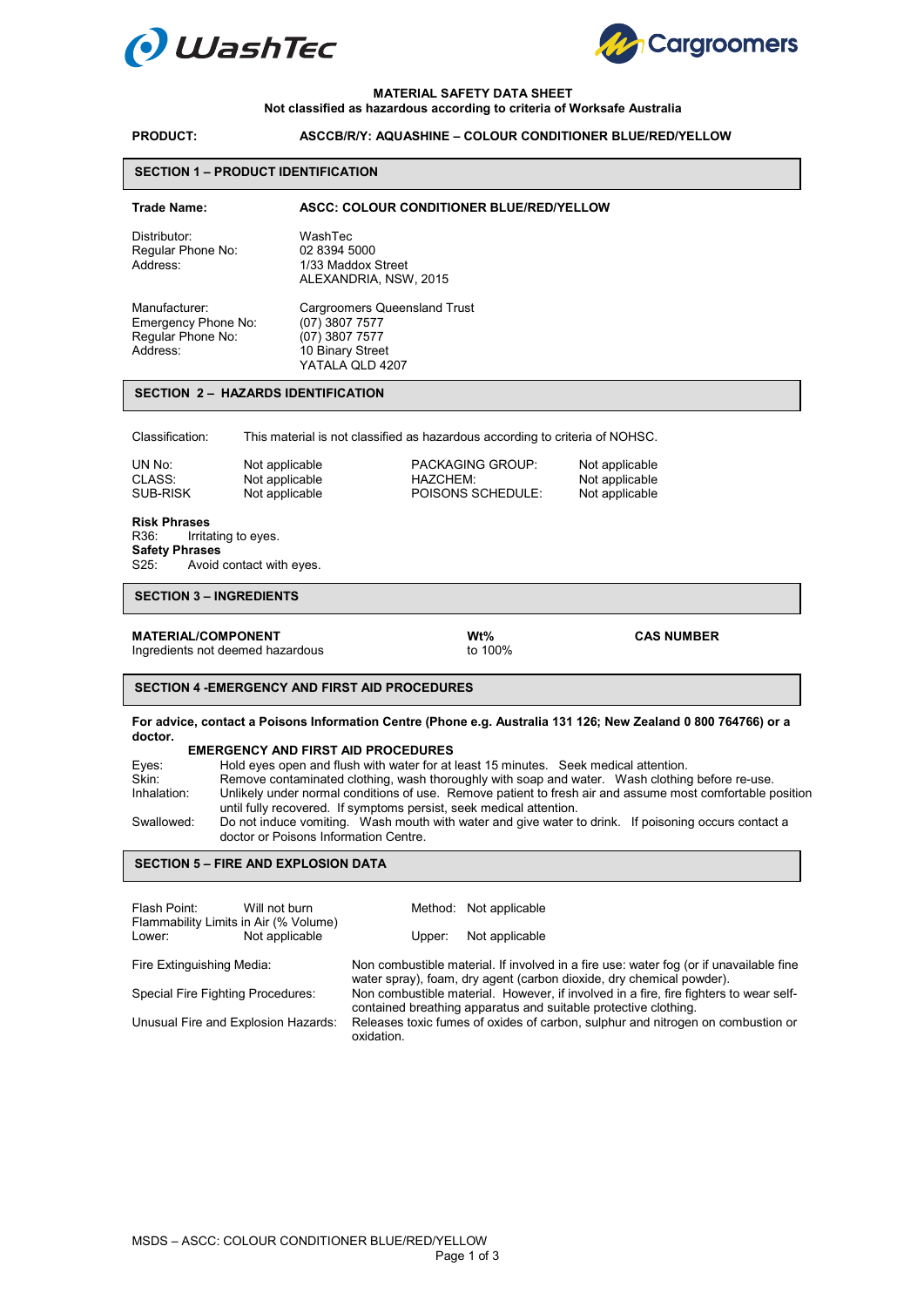**MATERIAL SAFETY DATA SHEET**
**Not classified as hazardous according to criteria of Worksafe Australia**

**PRODUCT:** **ASCCB/R/Y: AQUASHINE – COLOUR CONDITIONER BLUE/RED/YELLOW**

## SECTION 1 – PRODUCT IDENTIFICATION

**Trade Name:** **ASCC: COLOUR CONDITIONER BLUE/RED/YELLOW**

| | |
|---|---|
| Distributor: | WashTec |
| Regular Phone No: | 02 8394 5000 |
| Address: | 1/33 Maddox Street<br>ALEXANDRIA, NSW, 2015 |

| | |
|---|---|
| Manufacturer: | Cargroomers Queensland Trust |
| Emergency Phone No: | (07) 3807 7577 |
| Regular Phone No: | (07) 3807 7577 |
| Address: | 10 Binary Street<br>YATALA QLD 4207 |

## SECTION 2 – HAZARDS IDENTIFICATION

Classification: This material is not classified as hazardous according to criteria of NOHSC.

| | | | |
|---|---|---|---|
| UN No: | Not applicable | PACKAGING GROUP: | Not applicable |
| CLASS: | Not applicable | HAZCHEM: | Not applicable |
| SUB-RISK | Not applicable | POISONS SCHEDULE: | Not applicable |

**Risk Phrases**
R36: Irritating to eyes.
**Safety Phrases**
S25: Avoid contact with eyes.

## SECTION 3 – INGREDIENTS

| MATERIAL/COMPONENT | Wt% | CAS NUMBER |
|---|---|---|
| Ingredients not deemed hazardous | to 100% | |

## SECTION 4 -EMERGENCY AND FIRST AID PROCEDURES

**For advice, contact a Poisons Information Centre (Phone e.g. Australia 131 126; New Zealand 0 800 764766) or a doctor.**

**EMERGENCY AND FIRST AID PROCEDURES**

| | |
|---|---|
| Eyes: | Hold eyes open and flush with water for at least 15 minutes. Seek medical attention. |
| Skin: | Remove contaminated clothing, wash thoroughly with soap and water. Wash clothing before re-use. |
| Inhalation: | Unlikely under normal conditions of use. Remove patient to fresh air and assume most comfortable position until fully recovered. If symptoms persist, seek medical attention. |
| Swallowed: | Do not induce vomiting. Wash mouth with water and give water to drink. If poisoning occurs contact a doctor or Poisons Information Centre. |

## SECTION 5 – FIRE AND EXPLOSION DATA

Flash Point: Will not burn — Method: Not applicable
Flammability Limits in Air (% Volume)
Lower: Not applicable — Upper: Not applicable

| | |
|---|---|
| Fire Extinguishing Media: | Non combustible material. If involved in a fire use: water fog (or if unavailable fine water spray), foam, dry agent (carbon dioxide, dry chemical powder). |
| Special Fire Fighting Procedures: | Non combustible material. However, if involved in a fire, fire fighters to wear self-contained breathing apparatus and suitable protective clothing. |
| Unusual Fire and Explosion Hazards: | Releases toxic fumes of oxides of carbon, sulphur and nitrogen on combustion or oxidation. |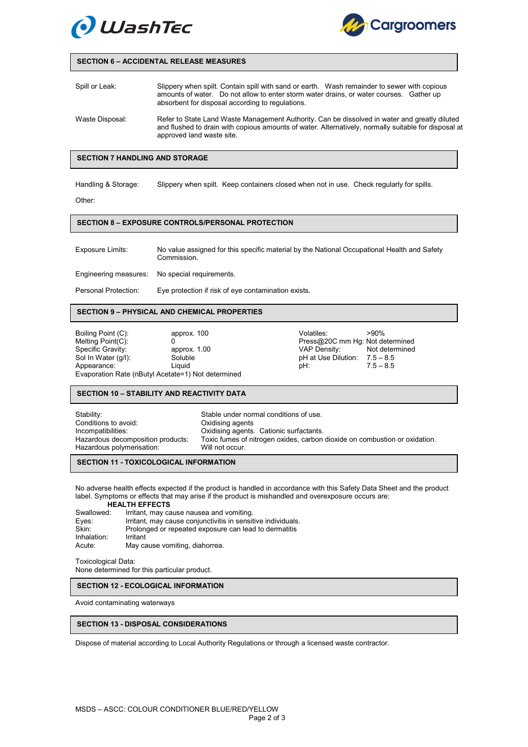## SECTION 6 – ACCIDENTAL RELEASE MEASURES

| | |
|---|---|
| Spill or Leak: | Slippery when spilt. Contain spill with sand or earth. Wash remainder to sewer with copious amounts of water. Do not allow to enter storm water drains, or water courses. Gather up absorbent for disposal according to regulations. |
| Waste Disposal: | Refer to State Land Waste Management Authority. Can be dissolved in water and greatly diluted and flushed to drain with copious amounts of water. Alternatively, normally suitable for disposal at approved land waste site. |

## SECTION 7 HANDLING AND STORAGE

| | |
|---|---|
| Handling & Storage: | Slippery when spilt. Keep containers closed when not in use. Check regularly for spills. |
| Other: | |

## SECTION 8 – EXPOSURE CONTROLS/PERSONAL PROTECTION

| | |
|---|---|
| Exposure Limits: | No value assigned for this specific material by the National Occupational Health and Safety Commission. |
| Engineering measures: | No special requirements. |
| Personal Protection: | Eye protection if risk of eye contamination exists. |

## SECTION 9 – PHYSICAL AND CHEMICAL PROPERTIES

| | | | |
|---|---|---|---|
| Boiling Point (C): | approx. 100 | Volatiles: | >90% |
| Melting Point(C): | 0 | Press@20C mm Hg: | Not determined |
| Specific Gravity: | approx. 1.00 | VAP Density: | Not determined |
| Sol In Water (g/l): | Soluble | pH at Use Dilution: | 7.5 – 8.5 |
| Appearance: | Liquid | pH: | 7.5 – 8.5 |

Evaporation Rate (nButyl Acetate=1) Not determined

## SECTION 10 – STABILITY AND REACTIVITY DATA

| | |
|---|---|
| Stability: | Stable under normal conditions of use. |
| Conditions to avoid: | Oxidising agents |
| Incompatibilities: | Oxidising agents. Cationic surfactants. |
| Hazardous decomposition products: | Toxic fumes of nitrogen oxides, carbon dioxide on combustion or oxidation. |
| Hazardous polymerisation: | Will not occur. |

## SECTION 11 - TOXICOLOGICAL INFORMATION

No adverse health effects expected if the product is handled in accordance with this Safety Data Sheet and the product label. Symptoms or effects that may arise if the product is mishandled and overexposure occurs are:

**HEALTH EFFECTS**

| | |
|---|---|
| Swallowed: | Irritant, may cause nausea and vomiting. |
| Eyes: | Irritant, may cause conjunctivitis in sensitive individuals. |
| Skin: | Prolonged or repeated exposure can lead to dermatitis |
| Inhalation: | Irritant |
| Acute: | May cause vomiting, diahorrea. |

Toxicological Data:
None determined for this particular product.

## SECTION 12 - ECOLOGICAL INFORMATION

Avoid contaminating waterways

## SECTION 13 - DISPOSAL CONSIDERATIONS

Dispose of material according to Local Authority Regulations or through a licensed waste contractor.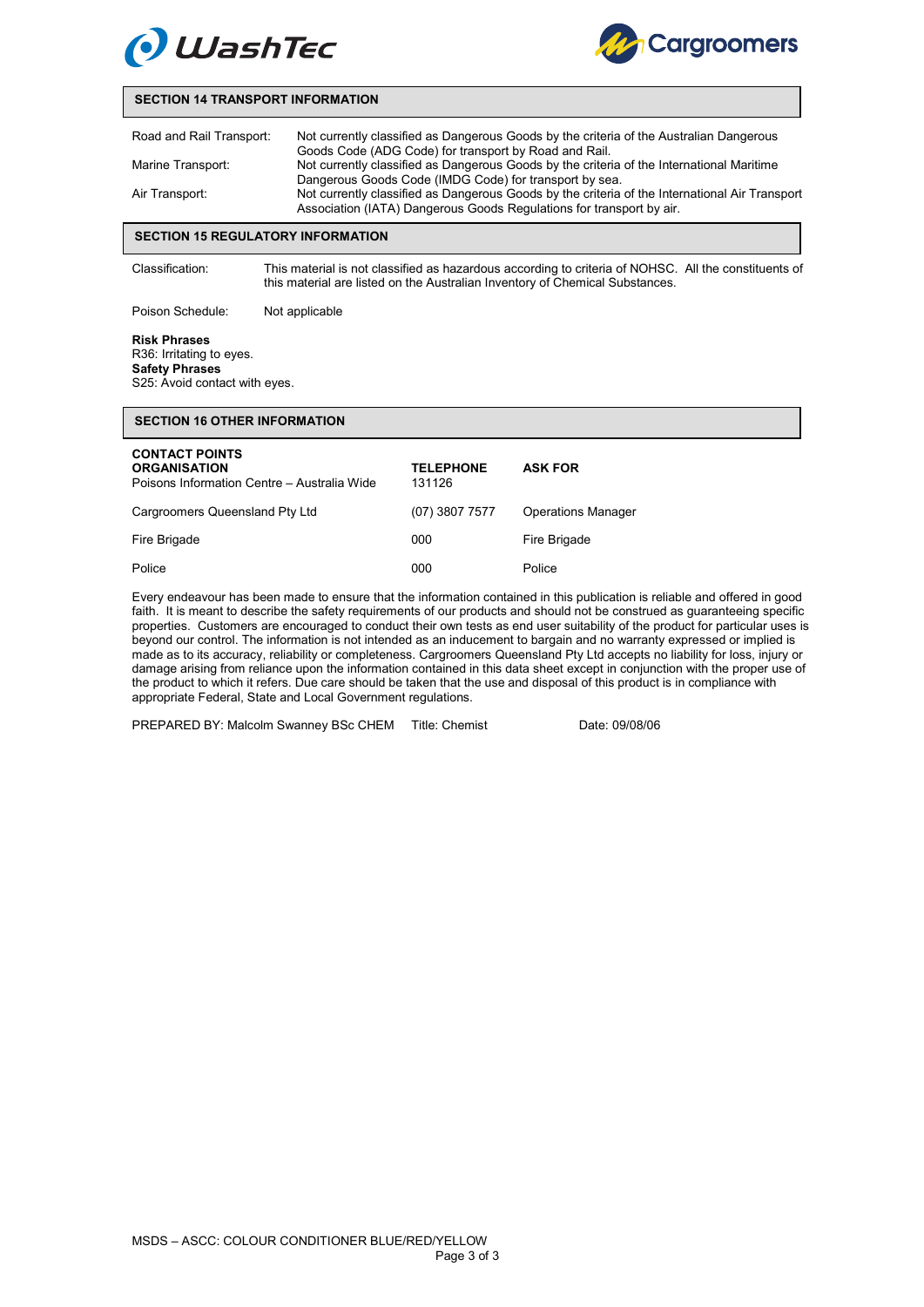## SECTION 14 TRANSPORT INFORMATION

| | |
|---|---|
| Road and Rail Transport: | Not currently classified as Dangerous Goods by the criteria of the Australian Dangerous Goods Code (ADG Code) for transport by Road and Rail. |
| Marine Transport: | Not currently classified as Dangerous Goods by the criteria of the International Maritime Dangerous Goods Code (IMDG Code) for transport by sea. |
| Air Transport: | Not currently classified as Dangerous Goods by the criteria of the International Air Transport Association (IATA) Dangerous Goods Regulations for transport by air. |

## SECTION 15 REGULATORY INFORMATION

Classification: This material is not classified as hazardous according to criteria of NOHSC. All the constituents of this material are listed on the Australian Inventory of Chemical Substances.

Poison Schedule: Not applicable

**Risk Phrases**
R36: Irritating to eyes.
**Safety Phrases**
S25: Avoid contact with eyes.

## SECTION 16 OTHER INFORMATION

**CONTACT POINTS**

| ORGANISATION | TELEPHONE | ASK FOR |
|---|---|---|
| Poisons Information Centre – Australia Wide | 131126 | |
| Cargroomers Queensland Pty Ltd | (07) 3807 7577 | Operations Manager |
| Fire Brigade | 000 | Fire Brigade |
| Police | 000 | Police |

Every endeavour has been made to ensure that the information contained in this publication is reliable and offered in good faith. It is meant to describe the safety requirements of our products and should not be construed as guaranteeing specific properties. Customers are encouraged to conduct their own tests as end user suitability of the product for particular uses is beyond our control. The information is not intended as an inducement to bargain and no warranty expressed or implied is made as to its accuracy, reliability or completeness. Cargroomers Queensland Pty Ltd accepts no liability for loss, injury or damage arising from reliance upon the information contained in this data sheet except in conjunction with the proper use of the product to which it refers. Due care should be taken that the use and disposal of this product is in compliance with appropriate Federal, State and Local Government regulations.

PREPARED BY: Malcolm Swanney BSc CHEM Title: Chemist Date: 09/08/06